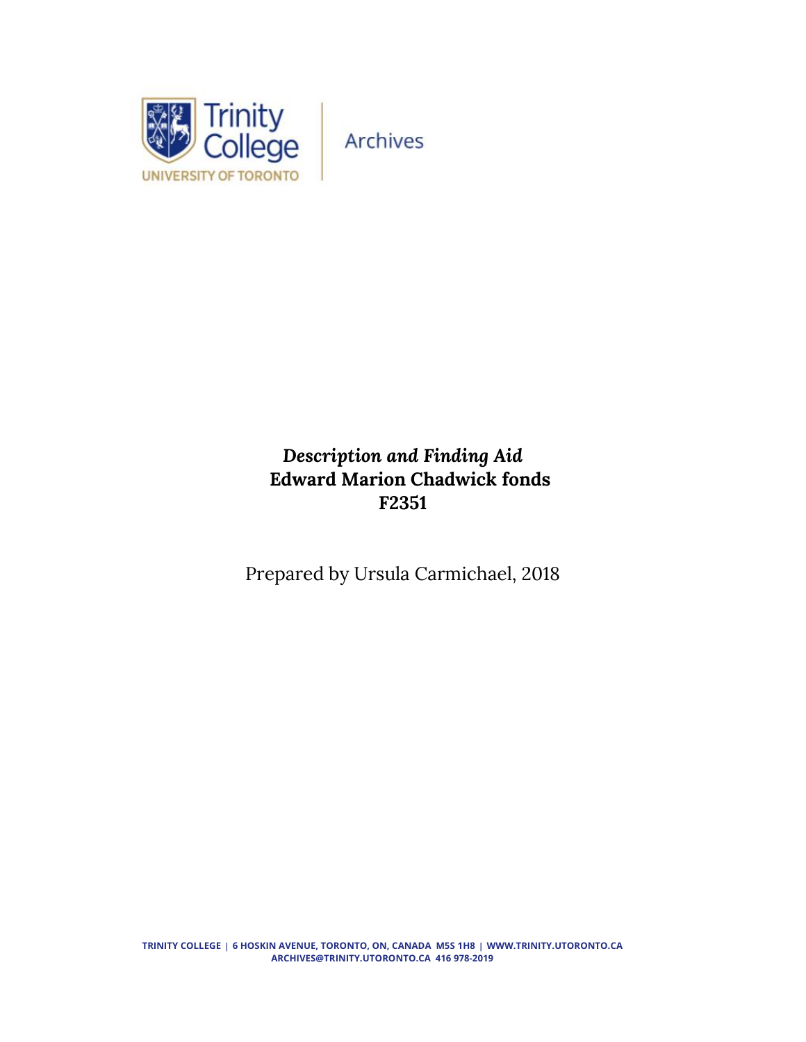Trinity College
UNIVERSITY OF TORONTO | Archives

***Description and Finding Aid***

**Edward Marion Chadwick fonds**

**F2351**

Prepared by Ursula Carmichael, 2018

TRINITY COLLEGE | 6 HOSKIN AVENUE, TORONTO, ON, CANADA M5S 1H8 | WWW.TRINITY.UTORONTO.CA
ARCHIVES@TRINITY.UTORONTO.CA 416 978-2019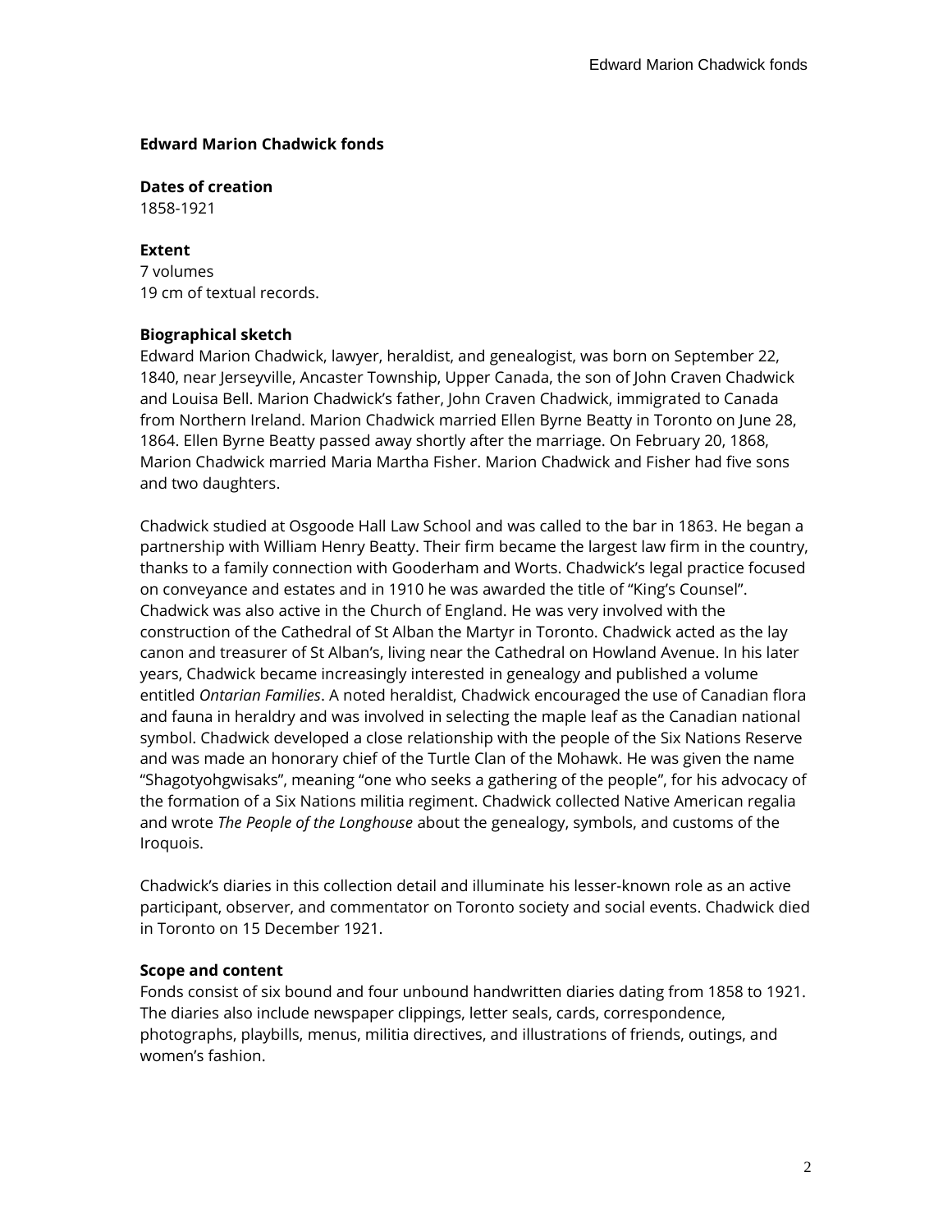## Edward Marion Chadwick fonds

### Dates of creation

1858-1921

### Extent

7 volumes
19 cm of textual records.

### Biographical sketch

Edward Marion Chadwick, lawyer, heraldist, and genealogist, was born on September 22, 1840, near Jerseyville, Ancaster Township, Upper Canada, the son of John Craven Chadwick and Louisa Bell. Marion Chadwick's father, John Craven Chadwick, immigrated to Canada from Northern Ireland. Marion Chadwick married Ellen Byrne Beatty in Toronto on June 28, 1864. Ellen Byrne Beatty passed away shortly after the marriage. On February 20, 1868, Marion Chadwick married Maria Martha Fisher. Marion Chadwick and Fisher had five sons and two daughters.

Chadwick studied at Osgoode Hall Law School and was called to the bar in 1863. He began a partnership with William Henry Beatty. Their firm became the largest law firm in the country, thanks to a family connection with Gooderham and Worts. Chadwick's legal practice focused on conveyance and estates and in 1910 he was awarded the title of "King's Counsel". Chadwick was also active in the Church of England. He was very involved with the construction of the Cathedral of St Alban the Martyr in Toronto. Chadwick acted as the lay canon and treasurer of St Alban's, living near the Cathedral on Howland Avenue. In his later years, Chadwick became increasingly interested in genealogy and published a volume entitled *Ontarian Families*. A noted heraldist, Chadwick encouraged the use of Canadian flora and fauna in heraldry and was involved in selecting the maple leaf as the Canadian national symbol. Chadwick developed a close relationship with the people of the Six Nations Reserve and was made an honorary chief of the Turtle Clan of the Mohawk. He was given the name "Shagotyohgwisaks", meaning "one who seeks a gathering of the people", for his advocacy of the formation of a Six Nations militia regiment. Chadwick collected Native American regalia and wrote *The People of the Longhouse* about the genealogy, symbols, and customs of the Iroquois.

Chadwick's diaries in this collection detail and illuminate his lesser-known role as an active participant, observer, and commentator on Toronto society and social events. Chadwick died in Toronto on 15 December 1921.

### Scope and content

Fonds consist of six bound and four unbound handwritten diaries dating from 1858 to 1921. The diaries also include newspaper clippings, letter seals, cards, correspondence, photographs, playbills, menus, militia directives, and illustrations of friends, outings, and women's fashion.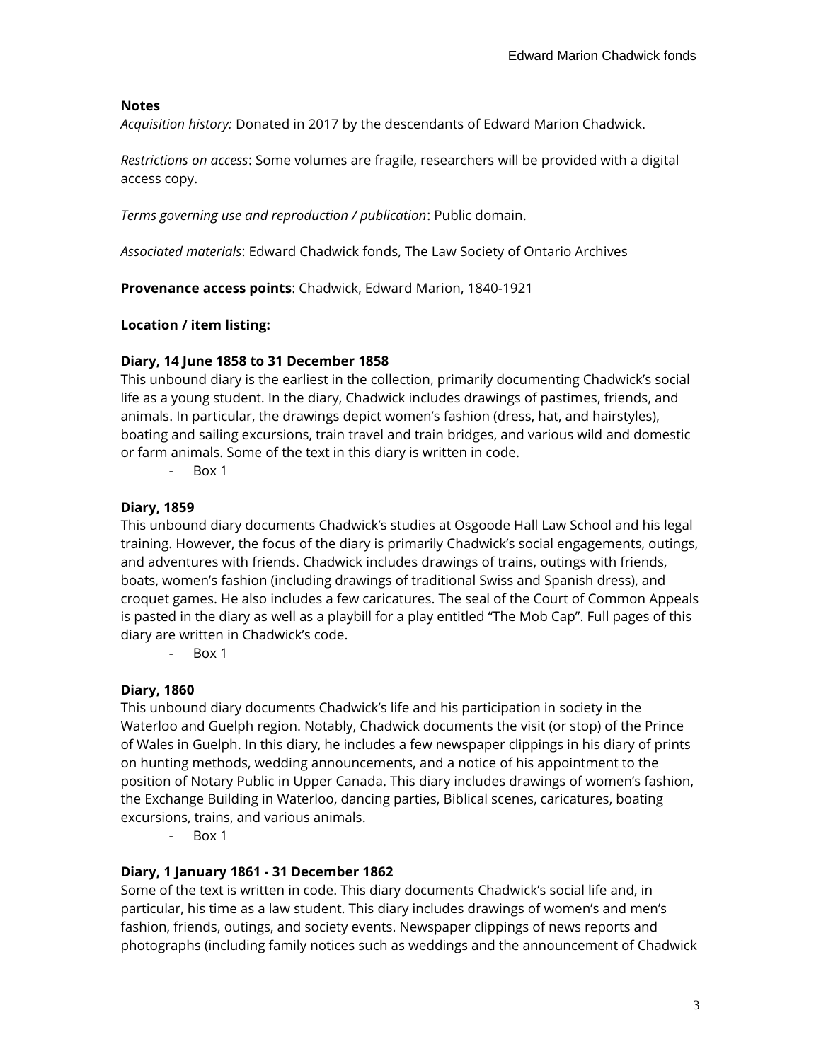**Notes**

*Acquisition history:* Donated in 2017 by the descendants of Edward Marion Chadwick.

*Restrictions on access*: Some volumes are fragile, researchers will be provided with a digital access copy.

*Terms governing use and reproduction / publication*: Public domain.

*Associated materials*: Edward Chadwick fonds, The Law Society of Ontario Archives

**Provenance access points**: Chadwick, Edward Marion, 1840-1921

**Location / item listing:**

**Diary, 14 June 1858 to 31 December 1858**

This unbound diary is the earliest in the collection, primarily documenting Chadwick's social life as a young student. In the diary, Chadwick includes drawings of pastimes, friends, and animals. In particular, the drawings depict women's fashion (dress, hat, and hairstyles), boating and sailing excursions, train travel and train bridges, and various wild and domestic or farm animals. Some of the text in this diary is written in code.

- Box 1

**Diary, 1859**

This unbound diary documents Chadwick's studies at Osgoode Hall Law School and his legal training. However, the focus of the diary is primarily Chadwick's social engagements, outings, and adventures with friends. Chadwick includes drawings of trains, outings with friends, boats, women's fashion (including drawings of traditional Swiss and Spanish dress), and croquet games. He also includes a few caricatures. The seal of the Court of Common Appeals is pasted in the diary as well as a playbill for a play entitled "The Mob Cap". Full pages of this diary are written in Chadwick's code.

- Box 1

**Diary, 1860**

This unbound diary documents Chadwick's life and his participation in society in the Waterloo and Guelph region. Notably, Chadwick documents the visit (or stop) of the Prince of Wales in Guelph. In this diary, he includes a few newspaper clippings in his diary of prints on hunting methods, wedding announcements, and a notice of his appointment to the position of Notary Public in Upper Canada. This diary includes drawings of women's fashion, the Exchange Building in Waterloo, dancing parties, Biblical scenes, caricatures, boating excursions, trains, and various animals.

- Box 1

**Diary, 1 January 1861 - 31 December 1862**

Some of the text is written in code. This diary documents Chadwick's social life and, in particular, his time as a law student. This diary includes drawings of women's and men's fashion, friends, outings, and society events. Newspaper clippings of news reports and photographs (including family notices such as weddings and the announcement of Chadwick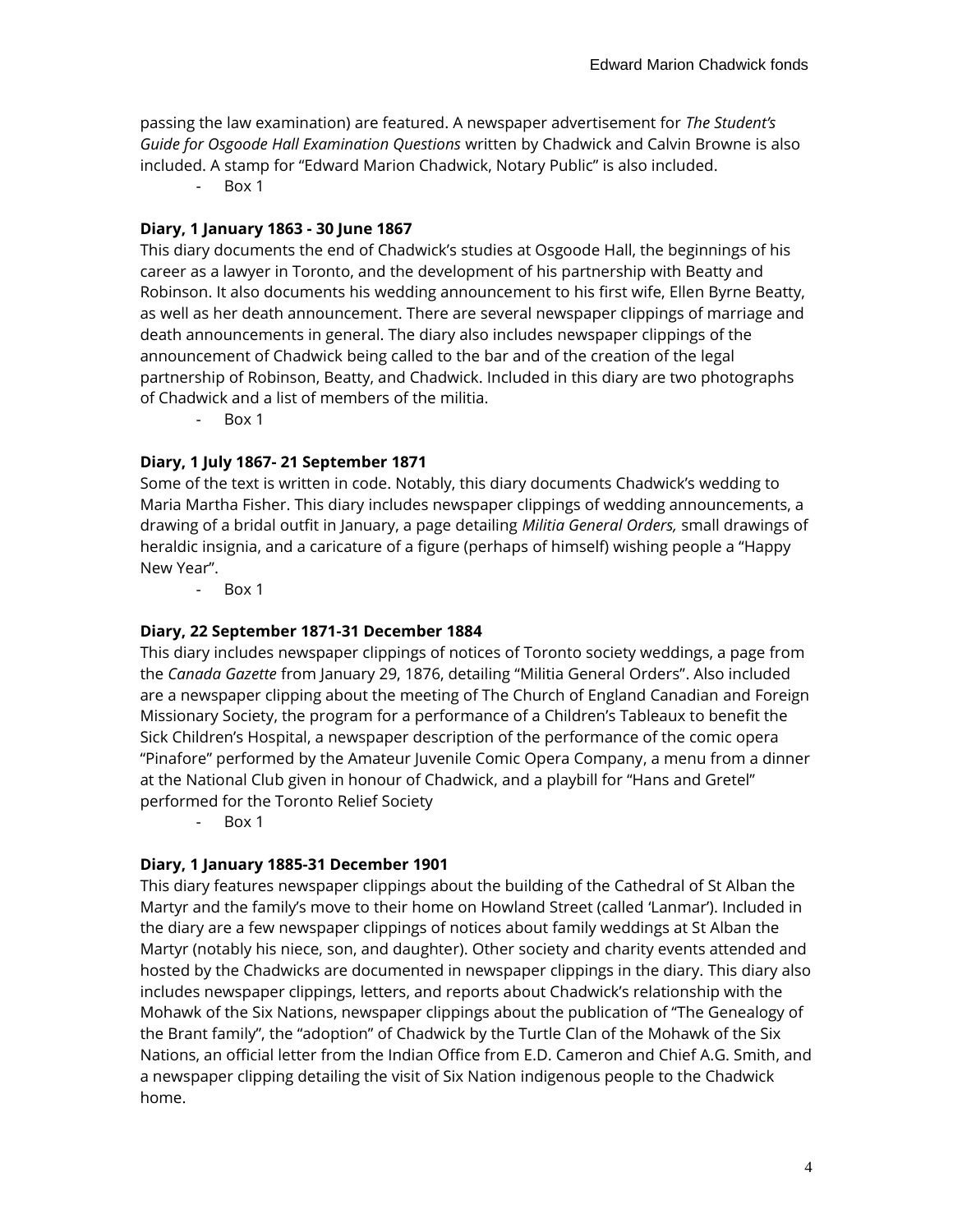passing the law examination) are featured. A newspaper advertisement for *The Student's Guide for Osgoode Hall Examination Questions* written by Chadwick and Calvin Browne is also included. A stamp for "Edward Marion Chadwick, Notary Public" is also included.

- Box 1

**Diary, 1 January 1863 - 30 June 1867**

This diary documents the end of Chadwick's studies at Osgoode Hall, the beginnings of his career as a lawyer in Toronto, and the development of his partnership with Beatty and Robinson. It also documents his wedding announcement to his first wife, Ellen Byrne Beatty, as well as her death announcement. There are several newspaper clippings of marriage and death announcements in general. The diary also includes newspaper clippings of the announcement of Chadwick being called to the bar and of the creation of the legal partnership of Robinson, Beatty, and Chadwick. Included in this diary are two photographs of Chadwick and a list of members of the militia.

- Box 1

**Diary, 1 July 1867- 21 September 1871**

Some of the text is written in code. Notably, this diary documents Chadwick's wedding to Maria Martha Fisher. This diary includes newspaper clippings of wedding announcements, a drawing of a bridal outfit in January, a page detailing *Militia General Orders,* small drawings of heraldic insignia, and a caricature of a figure (perhaps of himself) wishing people a "Happy New Year".

- Box 1

**Diary, 22 September 1871-31 December 1884**

This diary includes newspaper clippings of notices of Toronto society weddings, a page from the *Canada Gazette* from January 29, 1876, detailing "Militia General Orders". Also included are a newspaper clipping about the meeting of The Church of England Canadian and Foreign Missionary Society, the program for a performance of a Children's Tableaux to benefit the Sick Children's Hospital, a newspaper description of the performance of the comic opera "Pinafore" performed by the Amateur Juvenile Comic Opera Company, a menu from a dinner at the National Club given in honour of Chadwick, and a playbill for "Hans and Gretel" performed for the Toronto Relief Society

- Box 1

**Diary, 1 January 1885-31 December 1901**

This diary features newspaper clippings about the building of the Cathedral of St Alban the Martyr and the family's move to their home on Howland Street (called 'Lanmar'). Included in the diary are a few newspaper clippings of notices about family weddings at St Alban the Martyr (notably his niece, son, and daughter). Other society and charity events attended and hosted by the Chadwicks are documented in newspaper clippings in the diary. This diary also includes newspaper clippings, letters, and reports about Chadwick's relationship with the Mohawk of the Six Nations, newspaper clippings about the publication of "The Genealogy of the Brant family", the "adoption" of Chadwick by the Turtle Clan of the Mohawk of the Six Nations, an official letter from the Indian Office from E.D. Cameron and Chief A.G. Smith, and a newspaper clipping detailing the visit of Six Nation indigenous people to the Chadwick home.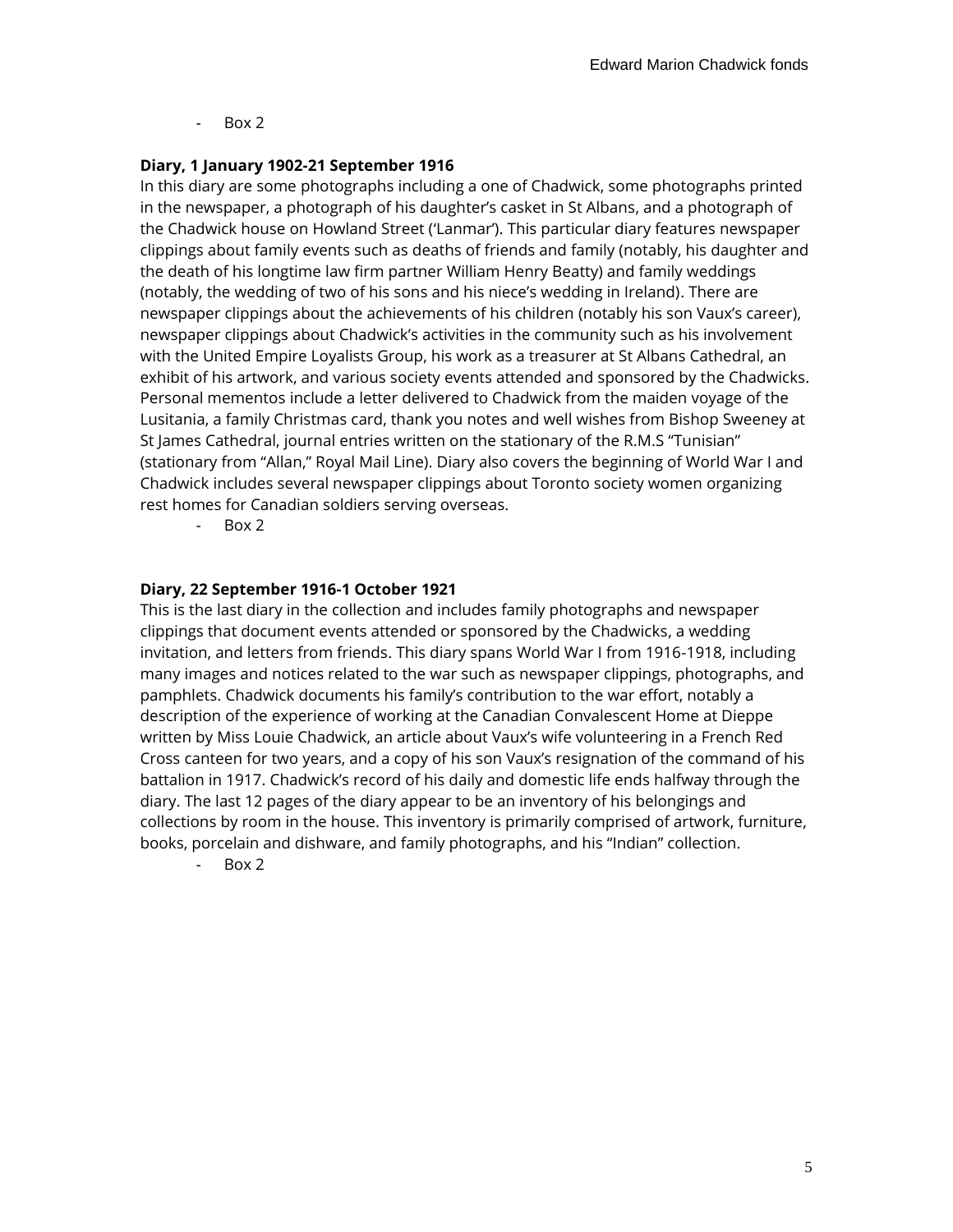- Box 2

**Diary, 1 January 1902-21 September 1916**

In this diary are some photographs including a one of Chadwick, some photographs printed in the newspaper, a photograph of his daughter's casket in St Albans, and a photograph of the Chadwick house on Howland Street ('Lanmar'). This particular diary features newspaper clippings about family events such as deaths of friends and family (notably, his daughter and the death of his longtime law firm partner William Henry Beatty) and family weddings (notably, the wedding of two of his sons and his niece's wedding in Ireland). There are newspaper clippings about the achievements of his children (notably his son Vaux's career), newspaper clippings about Chadwick's activities in the community such as his involvement with the United Empire Loyalists Group, his work as a treasurer at St Albans Cathedral, an exhibit of his artwork, and various society events attended and sponsored by the Chadwicks. Personal mementos include a letter delivered to Chadwick from the maiden voyage of the Lusitania, a family Christmas card, thank you notes and well wishes from Bishop Sweeney at St James Cathedral, journal entries written on the stationary of the R.M.S "Tunisian" (stationary from "Allan," Royal Mail Line). Diary also covers the beginning of World War I and Chadwick includes several newspaper clippings about Toronto society women organizing rest homes for Canadian soldiers serving overseas.

- Box 2

**Diary, 22 September 1916-1 October 1921**

This is the last diary in the collection and includes family photographs and newspaper clippings that document events attended or sponsored by the Chadwicks, a wedding invitation, and letters from friends. This diary spans World War I from 1916-1918, including many images and notices related to the war such as newspaper clippings, photographs, and pamphlets. Chadwick documents his family's contribution to the war effort, notably a description of the experience of working at the Canadian Convalescent Home at Dieppe written by Miss Louie Chadwick, an article about Vaux's wife volunteering in a French Red Cross canteen for two years, and a copy of his son Vaux's resignation of the command of his battalion in 1917. Chadwick's record of his daily and domestic life ends halfway through the diary. The last 12 pages of the diary appear to be an inventory of his belongings and collections by room in the house. This inventory is primarily comprised of artwork, furniture, books, porcelain and dishware, and family photographs, and his "Indian" collection.

- Box 2